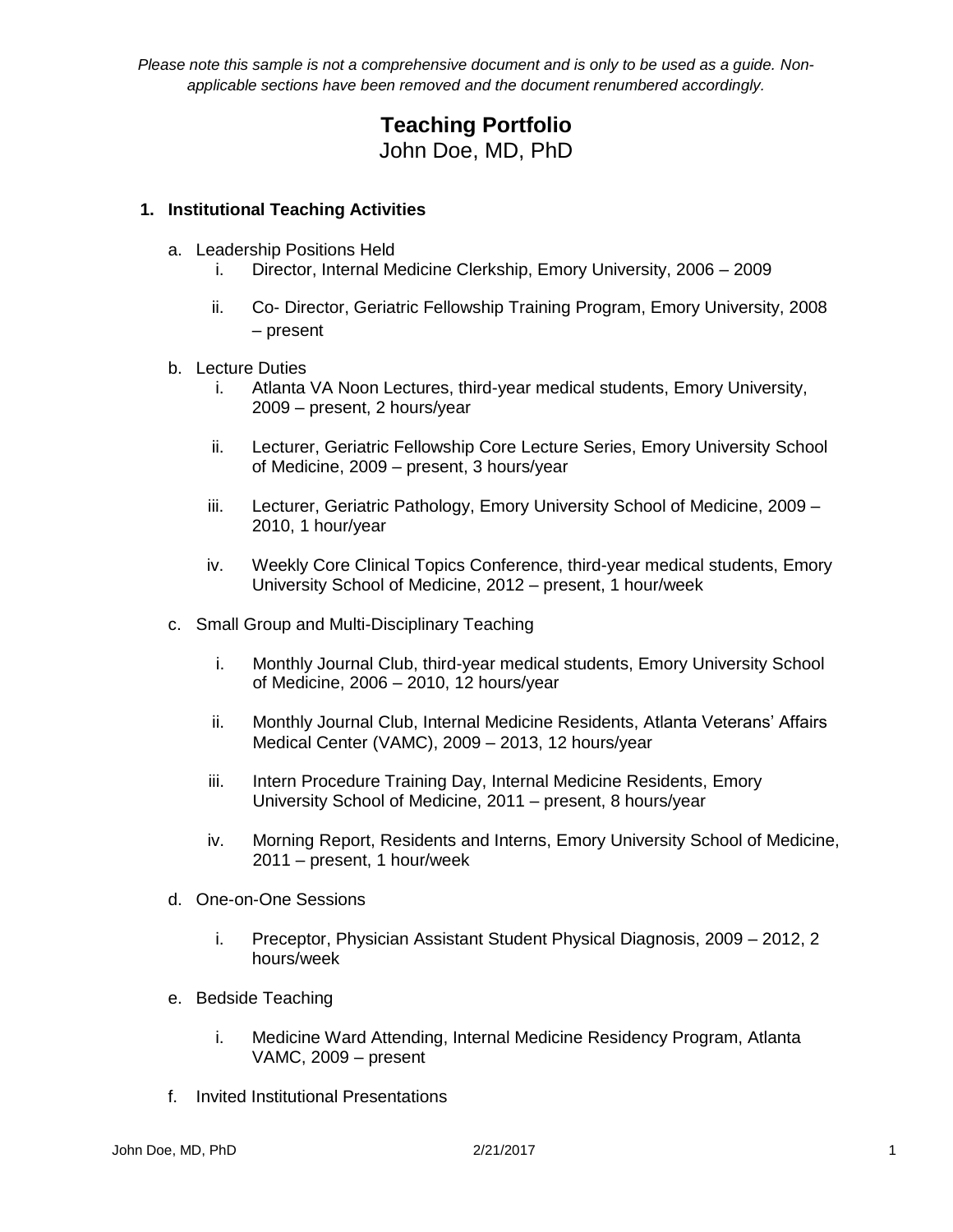*Please note this sample is not a comprehensive document and is only to be used as a guide. Non-applicable sections have been removed and the document renumbered accordingly.*

# Teaching Portfolio

John Doe, MD, PhD

## 1. Institutional Teaching Activities

a. Leadership Positions Held

   i. Director, Internal Medicine Clerkship, Emory University, 2006 – 2009

   ii. Co- Director, Geriatric Fellowship Training Program, Emory University, 2008 – present

b. Lecture Duties

   i. Atlanta VA Noon Lectures, third-year medical students, Emory University, 2009 – present, 2 hours/year

   ii. Lecturer, Geriatric Fellowship Core Lecture Series, Emory University School of Medicine, 2009 – present, 3 hours/year

   iii. Lecturer, Geriatric Pathology, Emory University School of Medicine, 2009 – 2010, 1 hour/year

   iv. Weekly Core Clinical Topics Conference, third-year medical students, Emory University School of Medicine, 2012 – present, 1 hour/week

c. Small Group and Multi-Disciplinary Teaching

   i. Monthly Journal Club, third-year medical students, Emory University School of Medicine, 2006 – 2010, 12 hours/year

   ii. Monthly Journal Club, Internal Medicine Residents, Atlanta Veterans' Affairs Medical Center (VAMC), 2009 – 2013, 12 hours/year

   iii. Intern Procedure Training Day, Internal Medicine Residents, Emory University School of Medicine, 2011 – present, 8 hours/year

   iv. Morning Report, Residents and Interns, Emory University School of Medicine, 2011 – present, 1 hour/week

d. One-on-One Sessions

   i. Preceptor, Physician Assistant Student Physical Diagnosis, 2009 – 2012, 2 hours/week

e. Bedside Teaching

   i. Medicine Ward Attending, Internal Medicine Residency Program, Atlanta VAMC, 2009 – present

f. Invited Institutional Presentations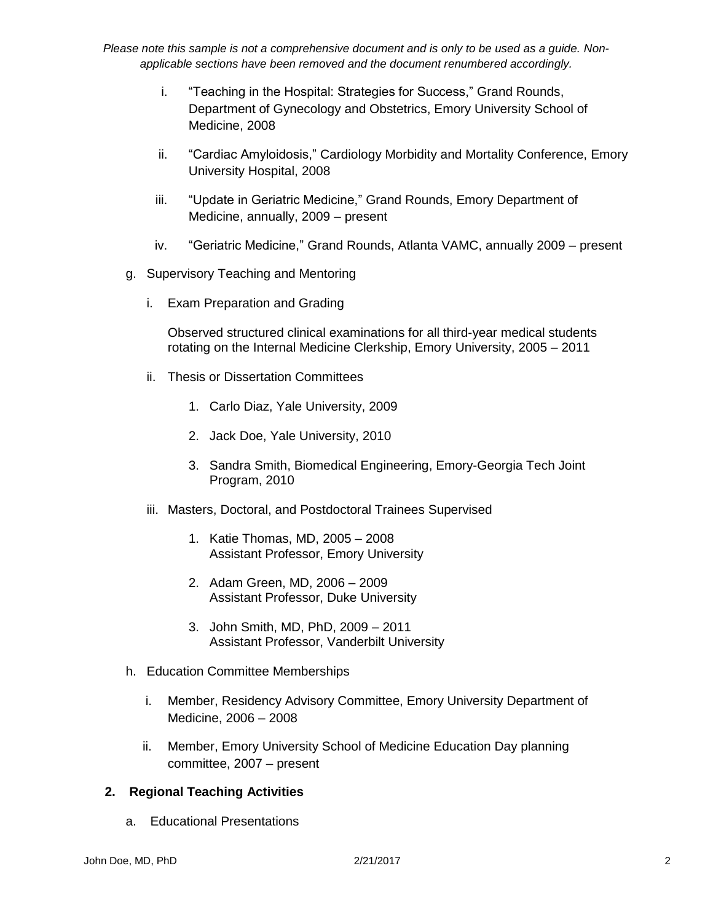*Please note this sample is not a comprehensive document and is only to be used as a guide. Non-applicable sections have been removed and the document renumbered accordingly.*

i. "Teaching in the Hospital: Strategies for Success," Grand Rounds, Department of Gynecology and Obstetrics, Emory University School of Medicine, 2008

ii. "Cardiac Amyloidosis," Cardiology Morbidity and Mortality Conference, Emory University Hospital, 2008

iii. "Update in Geriatric Medicine," Grand Rounds, Emory Department of Medicine, annually, 2009 – present

iv. "Geriatric Medicine," Grand Rounds, Atlanta VAMC, annually 2009 – present

g. Supervisory Teaching and Mentoring

i. Exam Preparation and Grading

Observed structured clinical examinations for all third-year medical students rotating on the Internal Medicine Clerkship, Emory University, 2005 – 2011

ii. Thesis or Dissertation Committees

1. Carlo Diaz, Yale University, 2009
2. Jack Doe, Yale University, 2010
3. Sandra Smith, Biomedical Engineering, Emory-Georgia Tech Joint Program, 2010

iii. Masters, Doctoral, and Postdoctoral Trainees Supervised

1. Katie Thomas, MD, 2005 – 2008
   Assistant Professor, Emory University
2. Adam Green, MD, 2006 – 2009
   Assistant Professor, Duke University
3. John Smith, MD, PhD, 2009 – 2011
   Assistant Professor, Vanderbilt University

h. Education Committee Memberships

i. Member, Residency Advisory Committee, Emory University Department of Medicine, 2006 – 2008

ii. Member, Emory University School of Medicine Education Day planning committee, 2007 – present

**2. Regional Teaching Activities**

a. Educational Presentations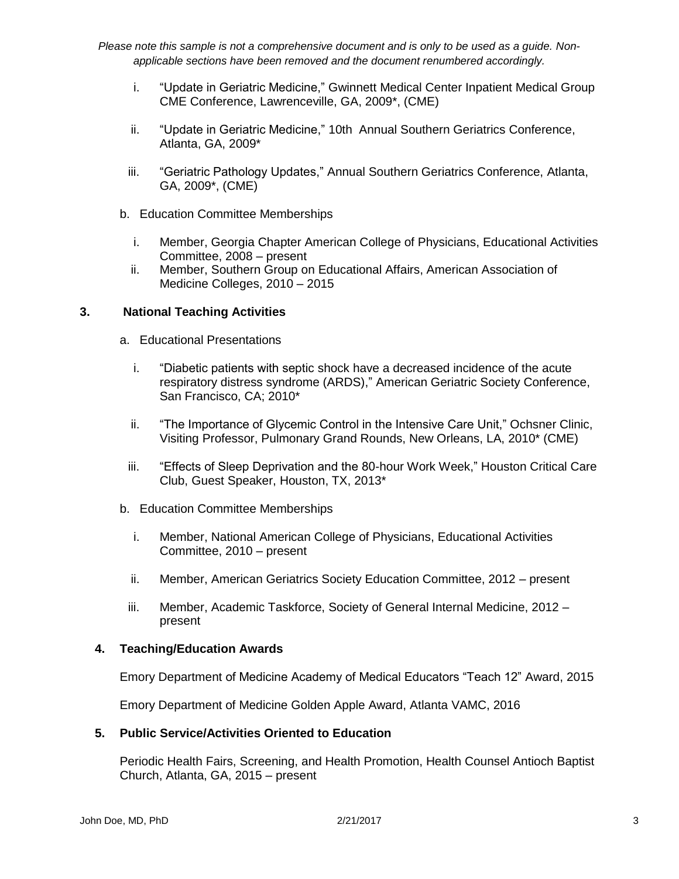*Please note this sample is not a comprehensive document and is only to be used as a guide. Non-applicable sections have been removed and the document renumbered accordingly.*

i. "Update in Geriatric Medicine," Gwinnett Medical Center Inpatient Medical Group CME Conference, Lawrenceville, GA, 2009*, (CME)

ii. "Update in Geriatric Medicine," 10th Annual Southern Geriatrics Conference, Atlanta, GA, 2009*

iii. "Geriatric Pathology Updates," Annual Southern Geriatrics Conference, Atlanta, GA, 2009*, (CME)

b. Education Committee Memberships

i. Member, Georgia Chapter American College of Physicians, Educational Activities Committee, 2008 – present

ii. Member, Southern Group on Educational Affairs, American Association of Medicine Colleges, 2010 – 2015

### 3. National Teaching Activities

a. Educational Presentations

i. "Diabetic patients with septic shock have a decreased incidence of the acute respiratory distress syndrome (ARDS)," American Geriatric Society Conference, San Francisco, CA; 2010*

ii. "The Importance of Glycemic Control in the Intensive Care Unit," Ochsner Clinic, Visiting Professor, Pulmonary Grand Rounds, New Orleans, LA, 2010* (CME)

iii. "Effects of Sleep Deprivation and the 80-hour Work Week," Houston Critical Care Club, Guest Speaker, Houston, TX, 2013*

b. Education Committee Memberships

i. Member, National American College of Physicians, Educational Activities Committee, 2010 – present

ii. Member, American Geriatrics Society Education Committee, 2012 – present

iii. Member, Academic Taskforce, Society of General Internal Medicine, 2012 – present

### 4. Teaching/Education Awards

Emory Department of Medicine Academy of Medical Educators "Teach 12" Award, 2015

Emory Department of Medicine Golden Apple Award, Atlanta VAMC, 2016

### 5. Public Service/Activities Oriented to Education

Periodic Health Fairs, Screening, and Health Promotion, Health Counsel Antioch Baptist Church, Atlanta, GA, 2015 – present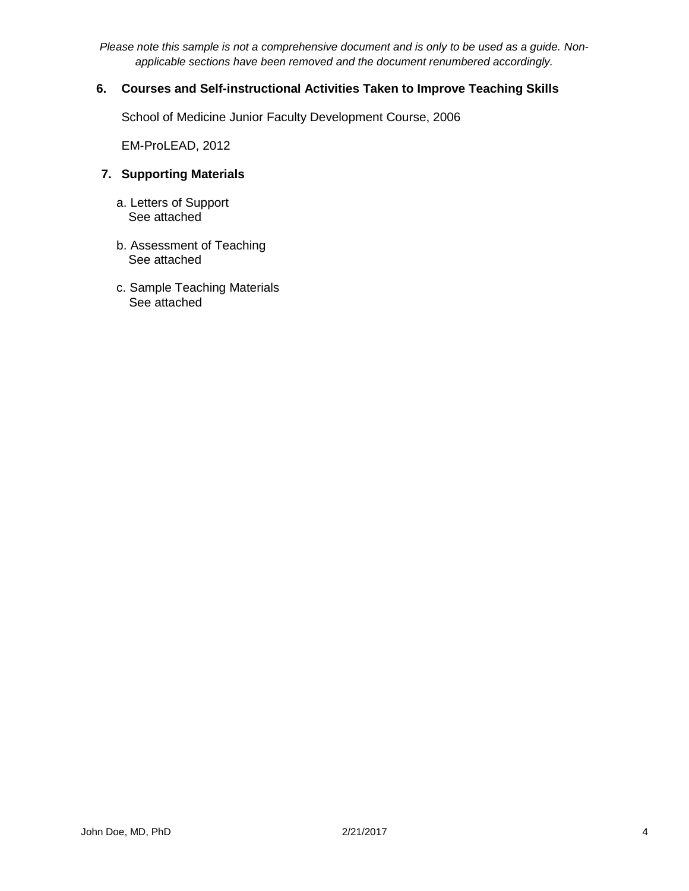*Please note this sample is not a comprehensive document and is only to be used as a guide. Non-applicable sections have been removed and the document renumbered accordingly.*

## 6. Courses and Self-instructional Activities Taken to Improve Teaching Skills

School of Medicine Junior Faculty Development Course, 2006

EM-ProLEAD, 2012

## 7. Supporting Materials

a. Letters of Support
See attached

b. Assessment of Teaching
See attached

c. Sample Teaching Materials
See attached